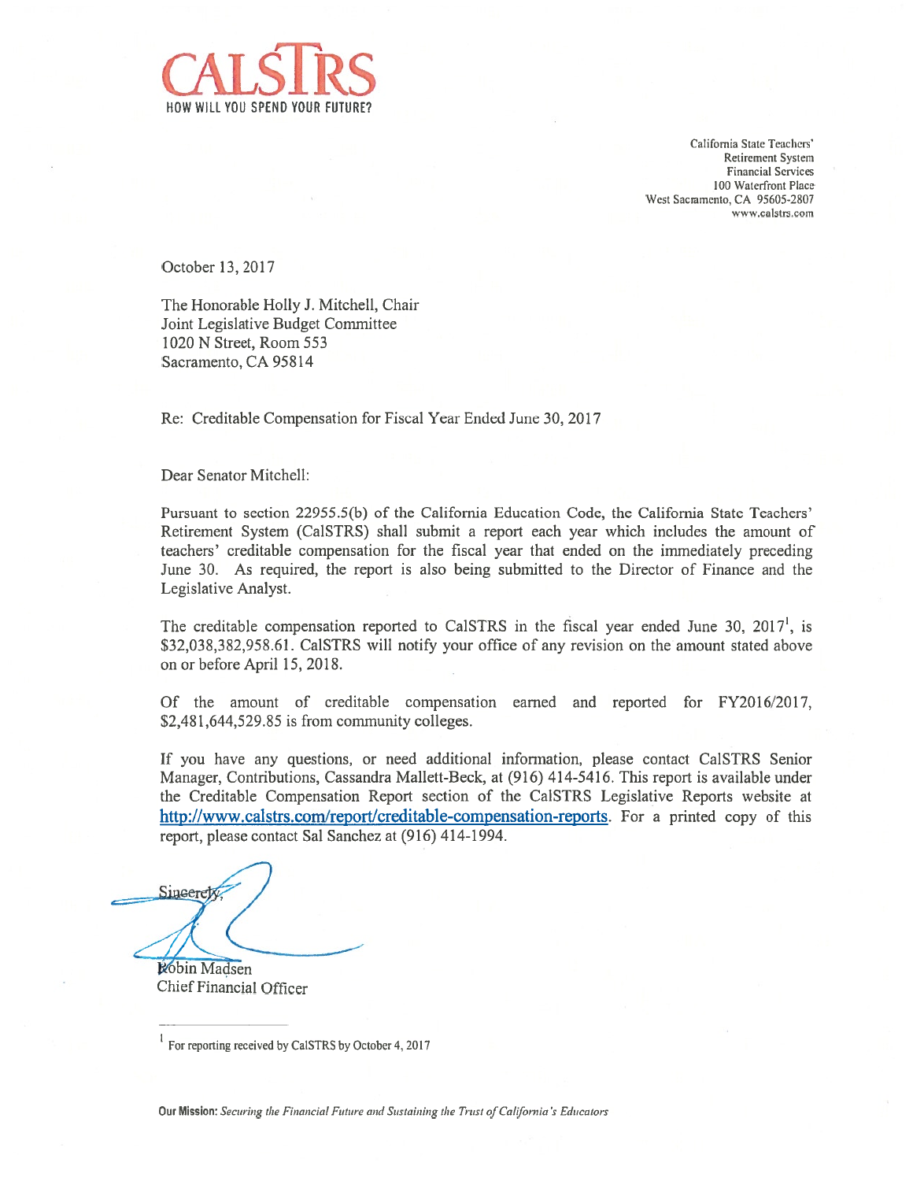CALSTRS
HOW WILL YOU SPEND YOUR FUTURE?

California State Teachers'
Retirement System
Financial Services
100 Waterfront Place
West Sacramento, CA 95605-2807
www.calstrs.com

October 13, 2017

The Honorable Holly J. Mitchell, Chair
Joint Legislative Budget Committee
1020 N Street, Room 553
Sacramento, CA 95814

Re: Creditable Compensation for Fiscal Year Ended June 30, 2017

Dear Senator Mitchell:

Pursuant to section 22955.5(b) of the California Education Code, the California State Teachers' Retirement System (CalSTRS) shall submit a report each year which includes the amount of teachers' creditable compensation for the fiscal year that ended on the immediately preceding June 30. As required, the report is also being submitted to the Director of Finance and the Legislative Analyst.

The creditable compensation reported to CalSTRS in the fiscal year ended June 30, 2017[1], is $32,038,382,958.61. CalSTRS will notify your office of any revision on the amount stated above on or before April 15, 2018.

Of the amount of creditable compensation earned and reported for FY2016/2017, $2,481,644,529.85 is from community colleges.

If you have any questions, or need additional information, please contact CalSTRS Senior Manager, Contributions, Cassandra Mallett-Beck, at (916) 414-5416. This report is available under the Creditable Compensation Report section of the CalSTRS Legislative Reports website at [http://www.calstrs.com/report/creditable-compensation-reports](http://www.calstrs.com/report/creditable-compensation-reports). For a printed copy of this report, please contact Sal Sanchez at (916) 414-1994.

Sincerely,

Robin Madsen
Chief Financial Officer

[1] For reporting received by CalSTRS by October 4, 2017

**Our Mission:** *Securing the Financial Future and Sustaining the Trust of California's Educators*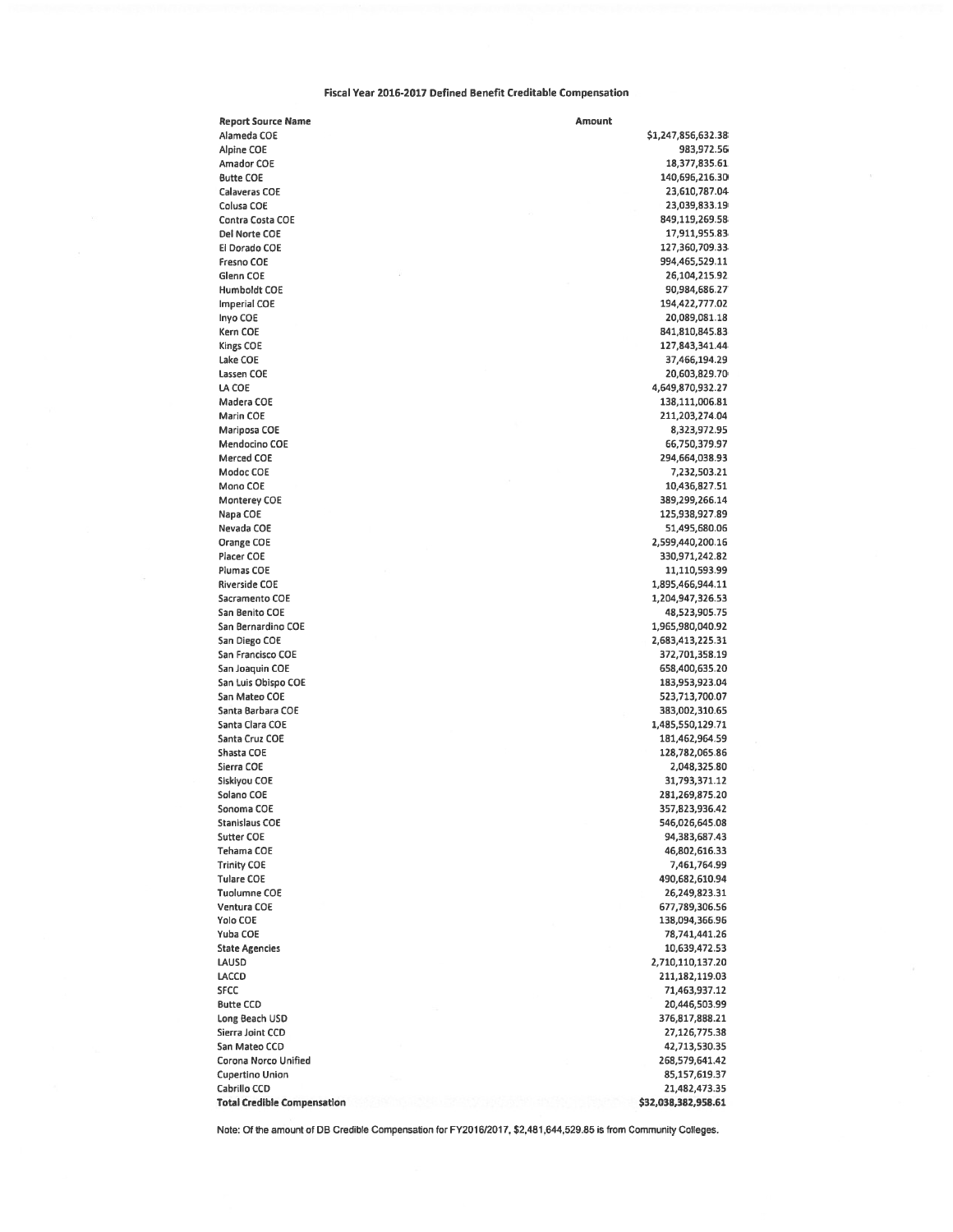**Fiscal Year 2016-2017 Defined Benefit Creditable Compensation**

| Report Source Name | Amount |
|---|---|
| Alameda COE | $1,247,856,632.38 |
| Alpine COE | 983,972.56 |
| Amador COE | 18,377,835.61 |
| Butte COE | 140,696,216.30 |
| Calaveras COE | 23,610,787.04 |
| Colusa COE | 23,039,833.19 |
| Contra Costa COE | 849,119,269.58 |
| Del Norte COE | 17,911,955.83 |
| El Dorado COE | 127,360,709.33 |
| Fresno COE | 994,465,529.11 |
| Glenn COE | 26,104,215.92 |
| Humboldt COE | 90,984,686.27 |
| Imperial COE | 194,422,777.02 |
| Inyo COE | 20,089,081.18 |
| Kern COE | 841,810,845.83 |
| Kings COE | 127,843,341.44 |
| Lake COE | 37,466,194.29 |
| Lassen COE | 20,603,829.70 |
| LA COE | 4,649,870,932.27 |
| Madera COE | 138,111,006.81 |
| Marin COE | 211,203,274.04 |
| Mariposa COE | 8,323,972.95 |
| Mendocino COE | 66,750,379.97 |
| Merced COE | 294,664,038.93 |
| Modoc COE | 7,232,503.21 |
| Mono COE | 10,436,827.51 |
| Monterey COE | 389,299,266.14 |
| Napa COE | 125,938,927.89 |
| Nevada COE | 51,495,680.06 |
| Orange COE | 2,599,440,200.16 |
| Placer COE | 330,971,242.82 |
| Plumas COE | 11,110,593.99 |
| Riverside COE | 1,895,466,944.11 |
| Sacramento COE | 1,204,947,326.53 |
| San Benito COE | 48,523,905.75 |
| San Bernardino COE | 1,965,980,040.92 |
| San Diego COE | 2,683,413,225.31 |
| San Francisco COE | 372,701,358.19 |
| San Joaquin COE | 658,400,635.20 |
| San Luis Obispo COE | 183,953,923.04 |
| San Mateo COE | 523,713,700.07 |
| Santa Barbara COE | 383,002,310.65 |
| Santa Clara COE | 1,485,550,129.71 |
| Santa Cruz COE | 181,462,964.59 |
| Shasta COE | 128,782,065.86 |
| Sierra COE | 2,048,325.80 |
| Siskiyou COE | 31,793,371.12 |
| Solano COE | 281,269,875.20 |
| Sonoma COE | 357,823,936.42 |
| Stanislaus COE | 546,026,645.08 |
| Sutter COE | 94,383,687.43 |
| Tehama COE | 46,802,616.33 |
| Trinity COE | 7,461,764.99 |
| Tulare COE | 490,682,610.94 |
| Tuolumne COE | 26,249,823.31 |
| Ventura COE | 677,789,306.56 |
| Yolo COE | 138,094,366.96 |
| Yuba COE | 78,741,441.26 |
| State Agencies | 10,639,472.53 |
| LAUSD | 2,710,110,137.20 |
| LACCD | 211,182,119.03 |
| SFCC | 71,463,937.12 |
| Butte CCD | 20,446,503.99 |
| Long Beach USD | 376,817,888.21 |
| Sierra Joint CCD | 27,126,775.38 |
| San Mateo CCD | 42,713,530.35 |
| Corona Norco Unified | 268,579,641.42 |
| Cupertino Union | 85,157,619.37 |
| Cabrillo CCD | 21,482,473.35 |
| **Total Credible Compensation** | **$32,038,382,958.61** |

Note: Of the amount of DB Credible Compensation for FY2016/2017, $2,481,644,529.85 is from Community Colleges.